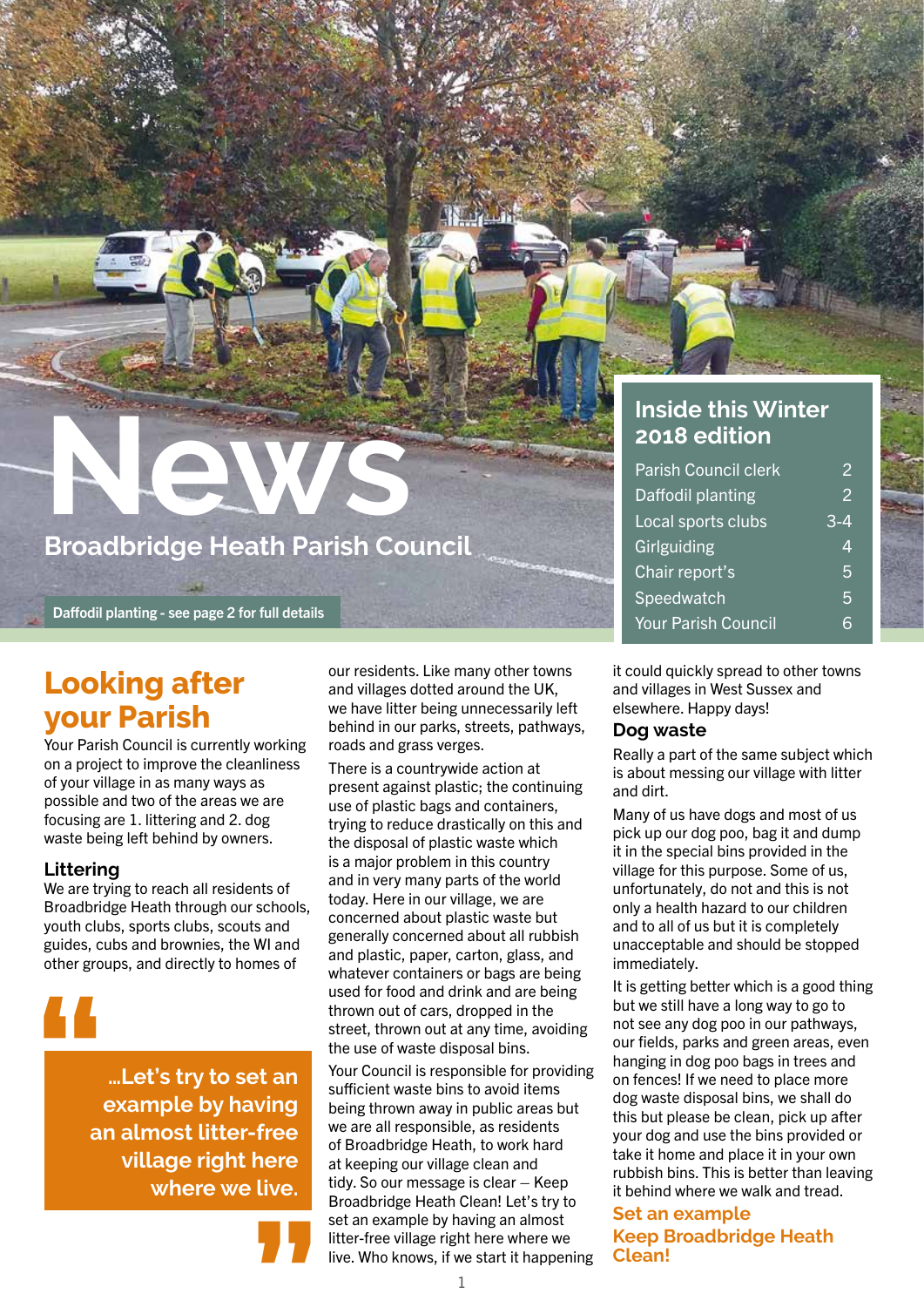# News

## Broadbridge Heath Parish Council

Daffodil planting - see page 2 for full details

### Inside this Winter 2018 edition

| | |
|---|---|
| Parish Council clerk | 2 |
| Daffodil planting | 2 |
| Local sports clubs | 3-4 |
| Girlguiding | 4 |
| Chair report's | 5 |
| Speedwatch | 5 |
| Your Parish Council | 6 |

## Looking after your Parish

Your Parish Council is currently working on a project to improve the cleanliness of your village in as many ways as possible and two of the areas we are focusing are 1. littering and 2. dog waste being left behind by owners.

### Littering

We are trying to reach all residents of Broadbridge Heath through our schools, youth clubs, sports clubs, scouts and guides, cubs and brownies, the WI and other groups, and directly to homes of our residents. Like many other towns and villages dotted around the UK, we have litter being unnecessarily left behind in our parks, streets, pathways, roads and grass verges.

> "...Let's try to set an example by having an almost litter-free village right here where we live."

There is a countrywide action at present against plastic; the continuing use of plastic bags and containers, trying to reduce drastically on this and the disposal of plastic waste which is a major problem in this country and in very many parts of the world today. Here in our village, we are concerned about plastic waste but generally concerned about all rubbish and plastic, paper, carton, glass, and whatever containers or bags are being used for food and drink and are being thrown out of cars, dropped in the street, thrown out at any time, avoiding the use of waste disposal bins.

Your Council is responsible for providing sufficient waste bins to avoid items being thrown away in public areas but we are all responsible, as residents of Broadbridge Heath, to work hard at keeping our village clean and tidy. So our message is clear – Keep Broadbridge Heath Clean! Let's try to set an example by having an almost litter-free village right here where we live. Who knows, if we start it happening it could quickly spread to other towns and villages in West Sussex and elsewhere. Happy days!

### Dog waste

Really a part of the same subject which is about messing our village with litter and dirt.

Many of us have dogs and most of us pick up our dog poo, bag it and dump it in the special bins provided in the village for this purpose. Some of us, unfortunately, do not and this is not only a health hazard to our children and to all of us but it is completely unacceptable and should be stopped immediately.

It is getting better which is a good thing but we still have a long way to go to not see any dog poo in our pathways, our fields, parks and green areas, even hanging in dog poo bags in trees and on fences! If we need to place more dog waste disposal bins, we shall do this but please be clean, pick up after your dog and use the bins provided or take it home and place it in your own rubbish bins. This is better than leaving it behind where we walk and tread.

**Set an example**
**Keep Broadbridge Heath Clean!**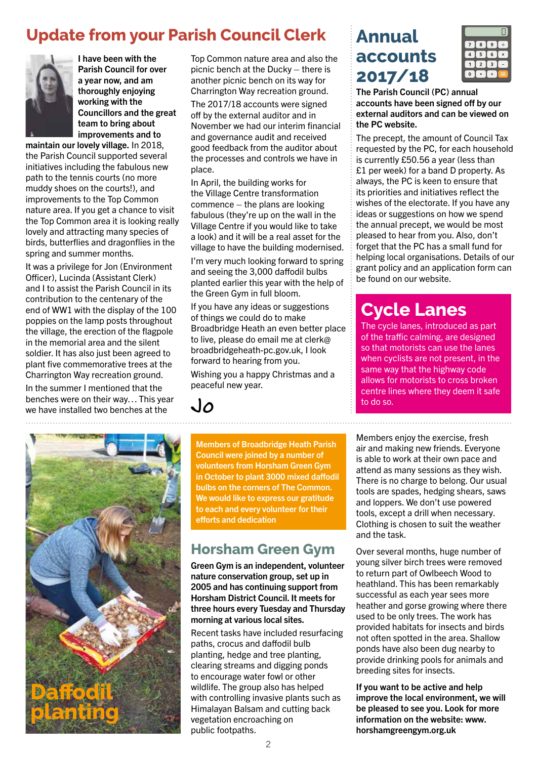# Update from your Parish Council Clerk

**I have been with the Parish Council for over a year now, and am thoroughly enjoying working with the Councillors and the great team to bring about improvements and to maintain our lovely village.** In 2018, the Parish Council supported several initiatives including the fabulous new path to the tennis courts (no more muddy shoes on the courts!), and improvements to the Top Common nature area. If you get a chance to visit the Top Common area it is looking really lovely and attracting many species of birds, butterflies and dragonflies in the spring and summer months.

It was a privilege for Jon (Environment Officer), Lucinda (Assistant Clerk) and I to assist the Parish Council in its contribution to the centenary of the end of WW1 with the display of the 100 poppies on the lamp posts throughout the village, the erection of the flagpole in the memorial area and the silent soldier. It has also just been agreed to plant five commemorative trees at the Charrington Way recreation ground.

In the summer I mentioned that the benches were on their way… This year we have installed two benches at the Top Common nature area and also the picnic bench at the Ducky – there is another picnic bench on its way for Charrington Way recreation ground.

The 2017/18 accounts were signed off by the external auditor and in November we had our interim financial and governance audit and received good feedback from the auditor about the processes and controls we have in place.

In April, the building works for the Village Centre transformation commence – the plans are looking fabulous (they're up on the wall in the Village Centre if you would like to take a look) and it will be a real asset for the village to have the building modernised.

I'm very much looking forward to spring and seeing the 3,000 daffodil bulbs planted earlier this year with the help of the Green Gym in full bloom.

If you have any ideas or suggestions of things we could do to make Broadbridge Heath an even better place to live, please do email me at clerk@broadbridgeheath-pc.gov.uk, I look forward to hearing from you.

Wishing you a happy Christmas and a peaceful new year.

Jo

# Annual accounts 2017/18

**The Parish Council (PC) annual accounts have been signed off by our external auditors and can be viewed on the PC website.**

The precept, the amount of Council Tax requested by the PC, for each household is currently £50.56 a year (less than £1 per week) for a band D property. As always, the PC is keen to ensure that its priorities and initiatives reflect the wishes of the electorate. If you have any ideas or suggestions on how we spend the annual precept, we would be most pleased to hear from you. Also, don't forget that the PC has a small fund for helping local organisations. Details of our grant policy and an application form can be found on our website.

# Cycle Lanes

The cycle lanes, introduced as part of the traffic calming, are designed so that motorists can use the lanes when cyclists are not present, in the same way that the highway code allows for motorists to cross broken centre lines where they deem it safe to do so.

# Daffodil planting

**Members of Broadbridge Heath Parish Council were joined by a number of volunteers from Horsham Green Gym in October to plant 3000 mixed daffodil bulbs on the corners of The Common. We would like to express our gratitude to each and every volunteer for their efforts and dedication**

## Horsham Green Gym

**Green Gym is an independent, volunteer nature conservation group, set up in 2005 and has continuing support from Horsham District Council. It meets for three hours every Tuesday and Thursday morning at various local sites.**

Recent tasks have included resurfacing paths, crocus and daffodil bulb planting, hedge and tree planting, clearing streams and digging ponds to encourage water fowl or other wildlife. The group also has helped with controlling invasive plants such as Himalayan Balsam and cutting back vegetation encroaching on public footpaths.

Members enjoy the exercise, fresh air and making new friends. Everyone is able to work at their own pace and attend as many sessions as they wish. There is no charge to belong. Our usual tools are spades, hedging shears, saws and loppers. We don't use powered tools, except a drill when necessary. Clothing is chosen to suit the weather and the task.

Over several months, huge number of young silver birch trees were removed to return part of Owlbeech Wood to heathland. This has been remarkably successful as each year sees more heather and gorse growing where there used to be only trees. The work has provided habitats for insects and birds not often spotted in the area. Shallow ponds have also been dug nearby to provide drinking pools for animals and breeding sites for insects.

**If you want to be active and help improve the local environment, we will be pleased to see you. Look for more information on the website: www.horshamgreengym.org.uk**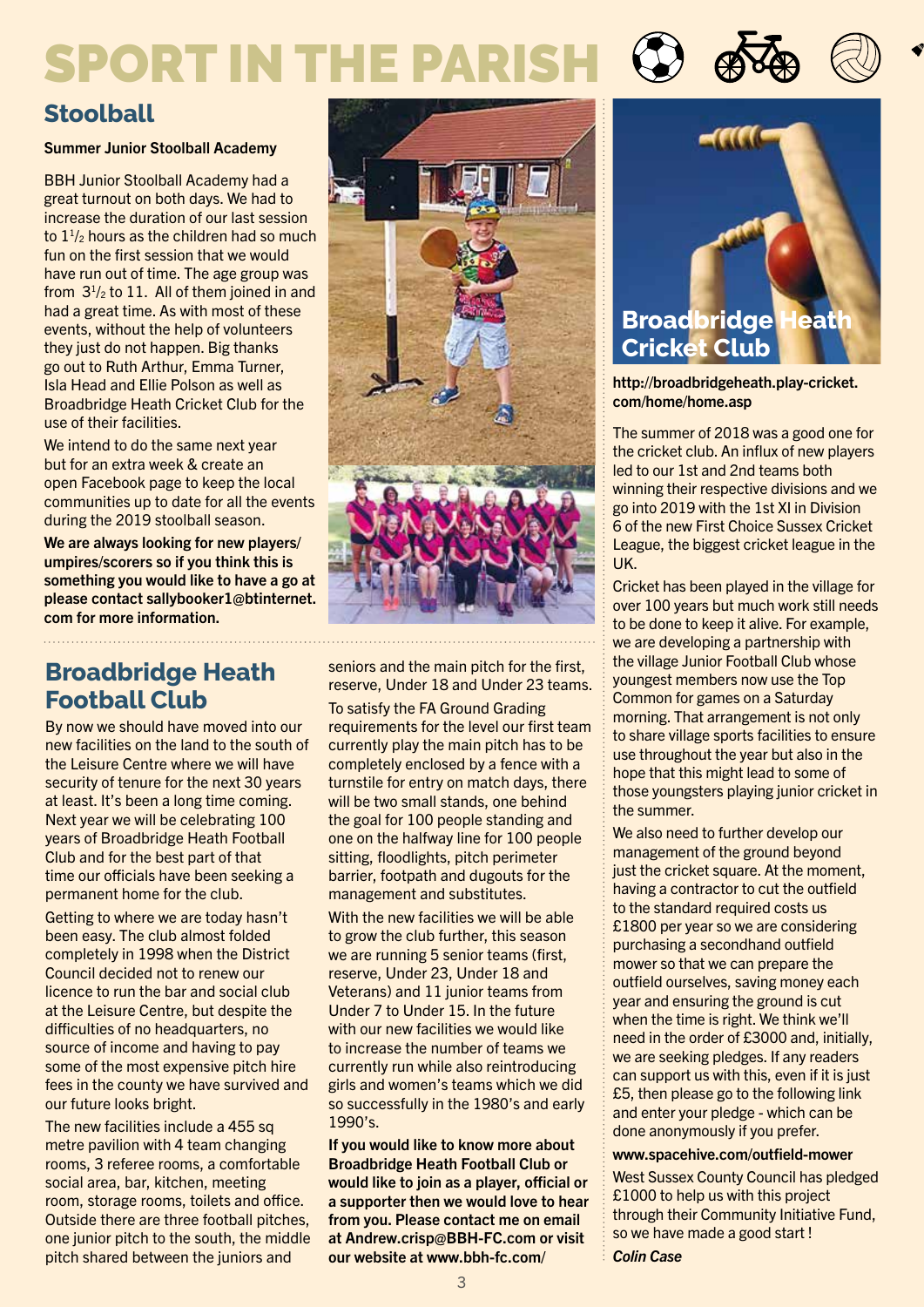# SPORT IN THE PARISH

## Stoolball

**Summer Junior Stoolball Academy**

BBH Junior Stoolball Academy had a great turnout on both days. We had to increase the duration of our last session to 1½ hours as the children had so much fun on the first session that we would have run out of time. The age group was from 3½ to 11. All of them joined in and had a great time. As with most of these events, without the help of volunteers they just do not happen. Big thanks go out to Ruth Arthur, Emma Turner, Isla Head and Ellie Polson as well as Broadbridge Heath Cricket Club for the use of their facilities.

We intend to do the same next year but for an extra week & create an open Facebook page to keep the local communities up to date for all the events during the 2019 stoolball season.

**We are always looking for new players/umpires/scorers so if you think this is something you would like to have a go at please contact sallybooker1@btinternet.com for more information.**

## Broadbridge Heath Football Club

By now we should have moved into our new facilities on the land to the south of the Leisure Centre where we will have security of tenure for the next 30 years at least. It's been a long time coming. Next year we will be celebrating 100 years of Broadbridge Heath Football Club and for the best part of that time our officials have been seeking a permanent home for the club.

Getting to where we are today hasn't been easy. The club almost folded completely in 1998 when the District Council decided not to renew our licence to run the bar and social club at the Leisure Centre, but despite the difficulties of no headquarters, no source of income and having to pay some of the most expensive pitch hire fees in the county we have survived and our future looks bright.

The new facilities include a 455 sq metre pavilion with 4 team changing rooms, 3 referee rooms, a comfortable social area, bar, kitchen, meeting room, storage rooms, toilets and office. Outside there are three football pitches, one junior pitch to the south, the middle pitch shared between the juniors and seniors and the main pitch for the first, reserve, Under 18 and Under 23 teams.

To satisfy the FA Ground Grading requirements for the level our first team currently play the main pitch has to be completely enclosed by a fence with a turnstile for entry on match days, there will be two small stands, one behind the goal for 100 people standing and one on the halfway line for 100 people sitting, floodlights, pitch perimeter barrier, footpath and dugouts for the management and substitutes.

With the new facilities we will be able to grow the club further, this season we are running 5 senior teams (first, reserve, Under 23, Under 18 and Veterans) and 11 junior teams from Under 7 to Under 15. In the future with our new facilities we would like to increase the number of teams we currently run while also reintroducing girls and women's teams which we did so successfully in the 1980's and early 1990's.

**If you would like to know more about Broadbridge Heath Football Club or would like to join as a player, official or a supporter then we would love to hear from you. Please contact me on email at Andrew.crisp@BBH-FC.com or visit our website at www.bbh-fc.com/**

## Broadbridge Heath Cricket Club

**http://broadbridgeheath.play-cricket.com/home/home.asp**

The summer of 2018 was a good one for the cricket club. An influx of new players led to our 1st and 2nd teams both winning their respective divisions and we go into 2019 with the 1st XI in Division 6 of the new First Choice Sussex Cricket League, the biggest cricket league in the UK.

Cricket has been played in the village for over 100 years but much work still needs to be done to keep it alive. For example, we are developing a partnership with the village Junior Football Club whose youngest members now use the Top Common for games on a Saturday morning. That arrangement is not only to share village sports facilities to ensure use throughout the year but also in the hope that this might lead to some of those youngsters playing junior cricket in the summer.

We also need to further develop our management of the ground beyond just the cricket square. At the moment, having a contractor to cut the outfield to the standard required costs us £1800 per year so we are considering purchasing a secondhand outfield mower so that we can prepare the outfield ourselves, saving money each year and ensuring the ground is cut when the time is right. We think we'll need in the order of £3000 and, initially, we are seeking pledges. If any readers can support us with this, even if it is just £5, then please go to the following link and enter your pledge - which can be done anonymously if you prefer.

**www.spacehive.com/outfield-mower**

West Sussex County Council has pledged £1000 to help us with this project through their Community Initiative Fund, so we have made a good start !

***Colin Case***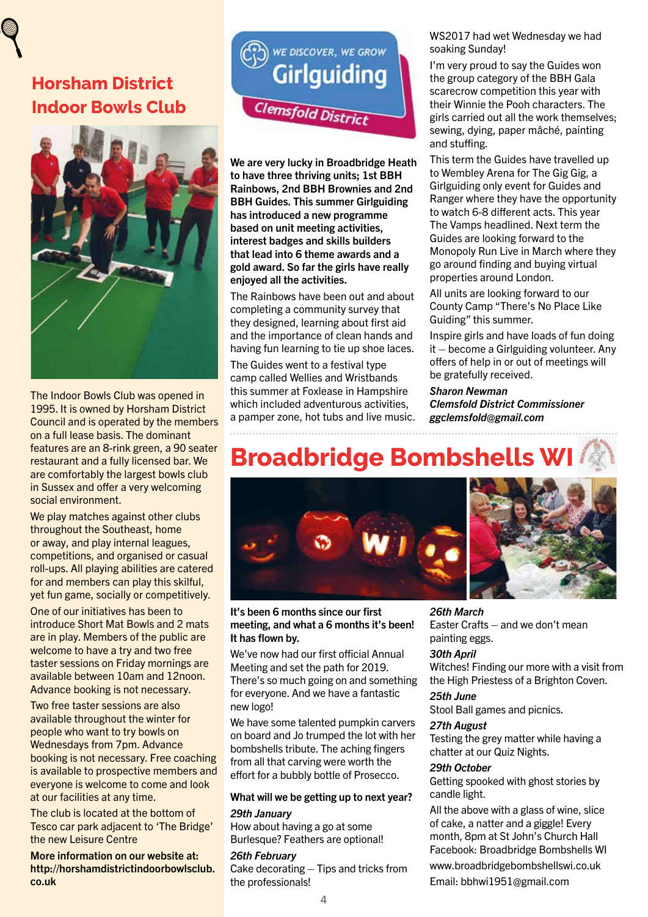## Horsham District Indoor Bowls Club

The Indoor Bowls Club was opened in 1995. It is owned by Horsham District Council and is operated by the members on a full lease basis. The dominant features are an 8-rink green, a 90 seater restaurant and a fully licensed bar. We are comfortably the largest bowls club in Sussex and offer a very welcoming social environment.

We play matches against other clubs throughout the Southeast, home or away, and play internal leagues, competitions, and organised or casual roll-ups. All playing abilities are catered for and members can play this skilful, yet fun game, socially or competitively.

One of our initiatives has been to introduce Short Mat Bowls and 2 mats are in play. Members of the public are welcome to have a try and two free taster sessions on Friday mornings are available between 10am and 12noon. Advance booking is not necessary.

Two free taster sessions are also available throughout the winter for people who want to try bowls on Wednesdays from 7pm. Advance booking is not necessary. Free coaching is available to prospective members and everyone is welcome to come and look at our facilities at any time.

The club is located at the bottom of Tesco car park adjacent to 'The Bridge' the new Leisure Centre

**More information on our website at: http://horshamdistrictindoorbowlsclub.co.uk**

## Girlguiding Clemsfold District

WE DISCOVER, WE GROW

**We are very lucky in Broadbridge Heath to have three thriving units; 1st BBH Rainbows, 2nd BBH Brownies and 2nd BBH Guides. This summer Girlguiding has introduced a new programme based on unit meeting activities, interest badges and skills builders that lead into 6 theme awards and a gold award. So far the girls have really enjoyed all the activities.**

The Rainbows have been out and about completing a community survey that they designed, learning about first aid and the importance of clean hands and having fun learning to tie up shoe laces.

The Guides went to a festival type camp called Wellies and Wristbands this summer at Foxlease in Hampshire which included adventurous activities, a pamper zone, hot tubs and live music. WS2017 had wet Wednesday we had soaking Sunday!

I'm very proud to say the Guides won the group category of the BBH Gala scarecrow competition this year with their Winnie the Pooh characters. The girls carried out all the work themselves; sewing, dying, paper mâché, painting and stuffing.

This term the Guides have travelled up to Wembley Arena for The Gig Gig, a Girlguiding only event for Guides and Ranger where they have the opportunity to watch 6-8 different acts. This year The Vamps headlined. Next term the Guides are looking forward to the Monopoly Run Live in March where they go around finding and buying virtual properties around London.

All units are looking forward to our County Camp "There's No Place Like Guiding" this summer.

Inspire girls and have loads of fun doing it – become a Girlguiding volunteer. Any offers of help in or out of meetings will be gratefully received.

***Sharon Newman***
***Clemsfold District Commissioner***
***ggclemsfold@gmail.com***

# Broadbridge Bombshells WI

**It's been 6 months since our first meeting, and what a 6 months it's been! It has flown by.**

We've now had our first official Annual Meeting and set the path for 2019. There's so much going on and something for everyone. And we have a fantastic new logo!

We have some talented pumpkin carvers on board and Jo trumped the lot with her bombshells tribute. The aching fingers from all that carving were worth the effort for a bubbly bottle of Prosecco.

**What will we be getting up to next year?**

***29th January***
How about having a go at some Burlesque? Feathers are optional!

***26th February***
Cake decorating – Tips and tricks from the professionals!

***26th March***
Easter Crafts – and we don't mean painting eggs.

***30th April***
Witches! Finding our more with a visit from the High Priestess of a Brighton Coven.

***25th June***
Stool Ball games and picnics.

***27th August***
Testing the grey matter while having a chatter at our Quiz Nights.

***29th October***
Getting spooked with ghost stories by candle light.

All the above with a glass of wine, slice of cake, a natter and a giggle! Every month, 8pm at St John's Church Hall
Facebook: Broadbridge Bombshells WI
www.broadbridgebombshellswi.co.uk
Email: bbhwi1951@gmail.com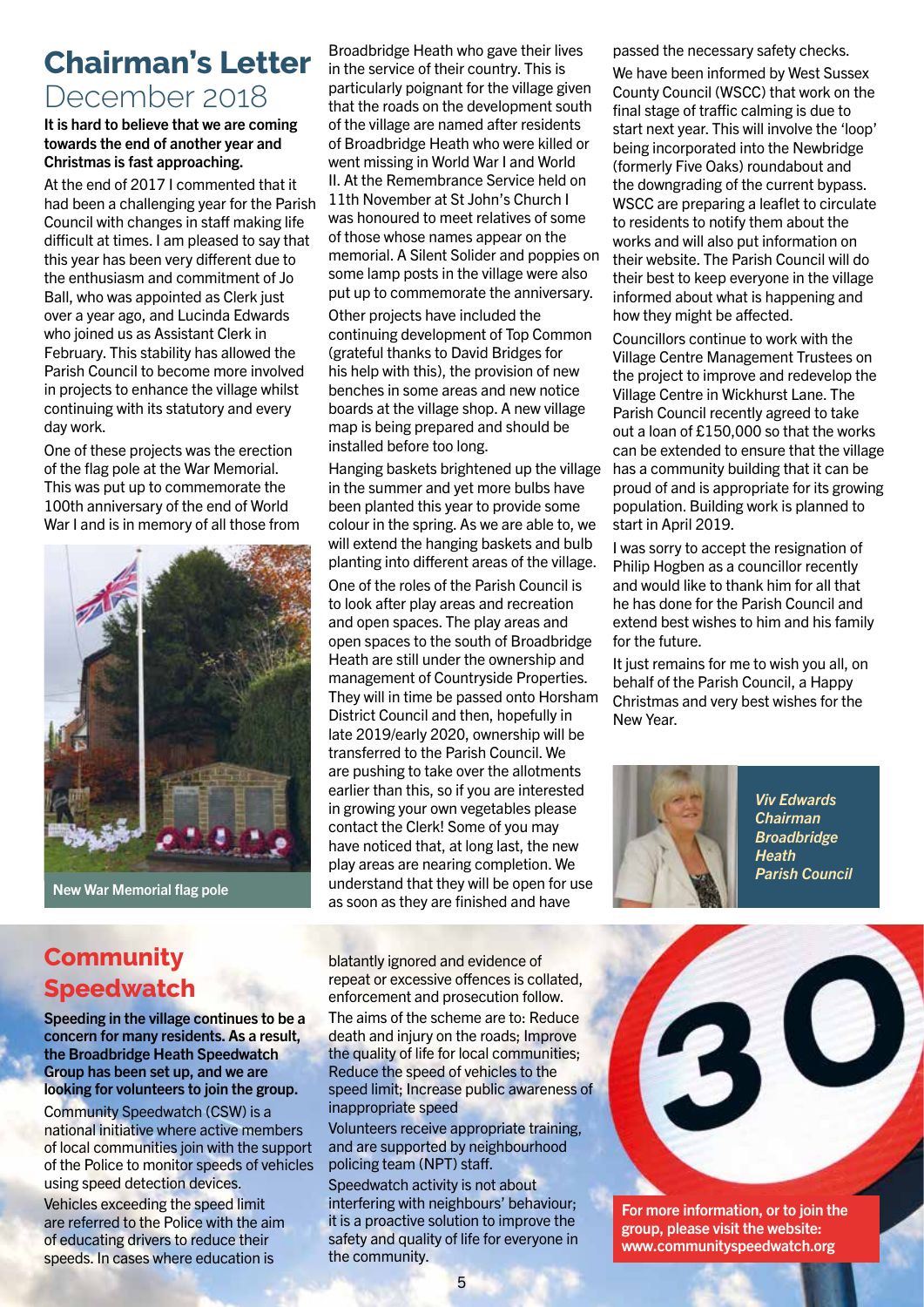# Chairman's Letter December 2018

**It is hard to believe that we are coming towards the end of another year and Christmas is fast approaching.**

At the end of 2017 I commented that it had been a challenging year for the Parish Council with changes in staff making life difficult at times. I am pleased to say that this year has been very different due to the enthusiasm and commitment of Jo Ball, who was appointed as Clerk just over a year ago, and Lucinda Edwards who joined us as Assistant Clerk in February. This stability has allowed the Parish Council to become more involved in projects to enhance the village whilst continuing with its statutory and every day work.

One of these projects was the erection of the flag pole at the War Memorial. This was put up to commemorate the 100th anniversary of the end of World War I and is in memory of all those from Broadbridge Heath who gave their lives in the service of their country. This is particularly poignant for the village given that the roads on the development south of the village are named after residents of Broadbridge Heath who were killed or went missing in World War I and World II. At the Remembrance Service held on 11th November at St John's Church I was honoured to meet relatives of some of those whose names appear on the memorial. A Silent Solider and poppies on some lamp posts in the village were also put up to commemorate the anniversary.

New War Memorial flag pole

Other projects have included the continuing development of Top Common (grateful thanks to David Bridges for his help with this), the provision of new benches in some areas and new notice boards at the village shop. A new village map is being prepared and should be installed before too long.

Hanging baskets brightened up the village in the summer and yet more bulbs have been planted this year to provide some colour in the spring. As we are able to, we will extend the hanging baskets and bulb planting into different areas of the village.

One of the roles of the Parish Council is to look after play areas and recreation and open spaces. The play areas and open spaces to the south of Broadbridge Heath are still under the ownership and management of Countryside Properties. They will in time be passed onto Horsham District Council and then, hopefully in late 2019/early 2020, ownership will be transferred to the Parish Council. We are pushing to take over the allotments earlier than this, so if you are interested in growing your own vegetables please contact the Clerk! Some of you may have noticed that, at long last, the new play areas are nearing completion. We understand that they will be open for use as soon as they are finished and have passed the necessary safety checks.

We have been informed by West Sussex County Council (WSCC) that work on the final stage of traffic calming is due to start next year. This will involve the 'loop' being incorporated into the Newbridge (formerly Five Oaks) roundabout and the downgrading of the current bypass. WSCC are preparing a leaflet to circulate to residents to notify them about the works and will also put information on their website. The Parish Council will do their best to keep everyone in the village informed about what is happening and how they might be affected.

Councillors continue to work with the Village Centre Management Trustees on the project to improve and redevelop the Village Centre in Wickhurst Lane. The Parish Council recently agreed to take out a loan of £150,000 so that the works can be extended to ensure that the village has a community building that it can be proud of and is appropriate for its growing population. Building work is planned to start in April 2019.

I was sorry to accept the resignation of Philip Hogben as a councillor recently and would like to thank him for all that he has done for the Parish Council and extend best wishes to him and his family for the future.

It just remains for me to wish you all, on behalf of the Parish Council, a Happy Christmas and very best wishes for the New Year.

*Viv Edwards*
*Chairman*
*Broadbridge Heath Parish Council*

# Community Speedwatch

**Speeding in the village continues to be a concern for many residents. As a result, the Broadbridge Heath Speedwatch Group has been set up, and we are looking for volunteers to join the group.**

Community Speedwatch (CSW) is a national initiative where active members of local communities join with the support of the Police to monitor speeds of vehicles using speed detection devices.

Vehicles exceeding the speed limit are referred to the Police with the aim of educating drivers to reduce their speeds. In cases where education is blatantly ignored and evidence of repeat or excessive offences is collated, enforcement and prosecution follow.

The aims of the scheme are to: Reduce death and injury on the roads; Improve the quality of life for local communities; Reduce the speed of vehicles to the speed limit; Increase public awareness of inappropriate speed

Volunteers receive appropriate training, and are supported by neighbourhood policing team (NPT) staff.

Speedwatch activity is not about interfering with neighbours' behaviour; it is a proactive solution to improve the safety and quality of life for everyone in the community.

**For more information, or to join the group, please visit the website: www.communityspeedwatch.org**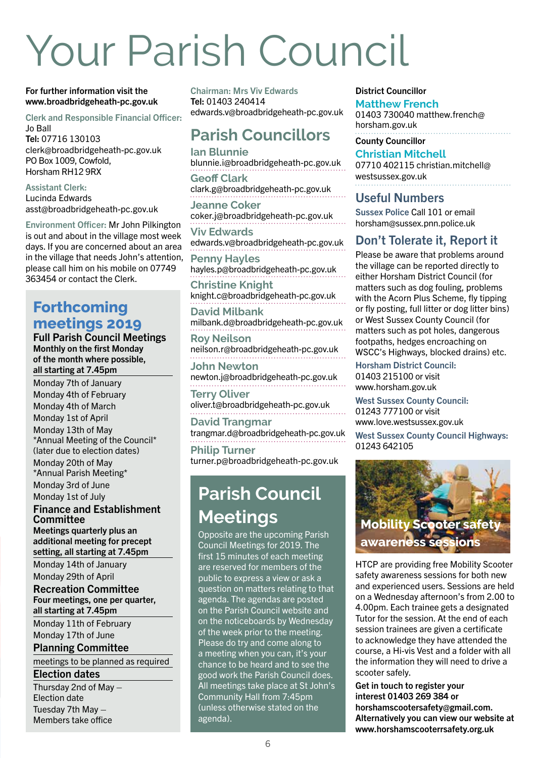# Your Parish Council

**For further information visit the www.broadbridgeheath-pc.gov.uk**

**Clerk and Responsible Financial Officer:** Jo Ball
**Tel:** 07716 130103
clerk@broadbridgeheath-pc.gov.uk
PO Box 1009, Cowfold,
Horsham RH12 9RX

**Assistant Clerk:** Lucinda Edwards
asst@broadbridgeheath-pc.gov.uk

**Environment Officer:** Mr John Pilkington is out and about in the village most week days. If you are concerned about an area in the village that needs John's attention, please call him on his mobile on 07749 363454 or contact the Clerk.

## Forthcoming meetings 2019

### Full Parish Council Meetings

**Monthly on the first Monday of the month where possible, all starting at 7.45pm**

Monday 7th of January
Monday 4th of February
Monday 4th of March
Monday 1st of April
Monday 13th of May
*Annual Meeting of the Council*
(later due to election dates)
Monday 20th of May
*Annual Parish Meeting*
Monday 3rd of June
Monday 1st of July

### Finance and Establishment Committee

**Meetings quarterly plus an additional meeting for precept setting, all starting at 7.45pm**

Monday 14th of January
Monday 29th of April

### Recreation Committee

**Four meetings, one per quarter, all starting at 7.45pm**

Monday 11th of February
Monday 17th of June

### Planning Committee

meetings to be planned as required

### Election dates

Thursday 2nd of May – Election date
Tuesday 7th May – Members take office

**Chairman: Mrs Viv Edwards**
**Tel:** 01403 240414
edwards.v@broadbridgeheath-pc.gov.uk

## Parish Councillors

**Ian Blunnie**
blunnie.i@broadbridgeheath-pc.gov.uk

**Geoff Clark**
clark.g@broadbridgeheath-pc.gov.uk

**Jeanne Coker**
coker.j@broadbridgeheath-pc.gov.uk

**Viv Edwards**
edwards.v@broadbridgeheath-pc.gov.uk

**Penny Hayles**
hayles.p@broadbridgeheath-pc.gov.uk

**Christine Knight**
knight.c@broadbridgeheath-pc.gov.uk

**David Milbank**
milbank.d@broadbridgeheath-pc.gov.uk

**Roy Neilson**
neilson.r@broadbridgeheath-pc.gov.uk

**John Newton**
newton.j@broadbridgeheath-pc.gov.uk

**Terry Oliver**
oliver.t@broadbridgeheath-pc.gov.uk

**David Trangmar**
trangmar.d@broadbridgeheath-pc.gov.uk

**Philip Turner**
turner.p@broadbridgeheath-pc.gov.uk

## Parish Council Meetings

Opposite are the upcoming Parish Council Meetings for 2019. The first 15 minutes of each meeting are reserved for members of the public to express a view or ask a question on matters relating to that agenda. The agendas are posted on the Parish Council website and on the noticeboards by Wednesday of the week prior to the meeting. Please do try and come along to a meeting when you can, it's your chance to be heard and to see the good work the Parish Council does. All meetings take place at St John's Community Hall from 7:45pm (unless otherwise stated on the agenda).

**District Councillor**
**Matthew French**
01403 730040 matthew.french@horsham.gov.uk

**County Councillor**
**Christian Mitchell**
07710 402115 christian.mitchell@westsussex.gov.uk

## Useful Numbers

**Sussex Police** Call 101 or email horsham@sussex.pnn.police.uk

## Don't Tolerate it, Report it

Please be aware that problems around the village can be reported directly to either Horsham District Council (for matters such as dog fouling, problems with the Acorn Plus Scheme, fly tipping or fly posting, full litter or dog litter bins) or West Sussex County Council (for matters such as pot holes, dangerous footpaths, hedges encroaching on WSCC's Highways, blocked drains) etc.

**Horsham District Council:**
01403 215100 or visit www.horsham.gov.uk

**West Sussex County Council:**
01243 777100 or visit www.love.westsussex.gov.uk

**West Sussex County Council Highways:**
01243 642105

## Mobility Scooter safety awareness sessions

HTCP are providing free Mobility Scooter safety awareness sessions for both new and experienced users. Sessions are held on a Wednesday afternoon's from 2.00 to 4.00pm. Each trainee gets a designated Tutor for the session. At the end of each session trainees are given a certificate to acknowledge they have attended the course, a Hi-vis Vest and a folder with all the information they will need to drive a scooter safely.

**Get in touch to register your interest 01403 269 384 or horshamscootersafety@gmail.com. Alternatively you can view our website at www.horshamscooterrsafety.org.uk**